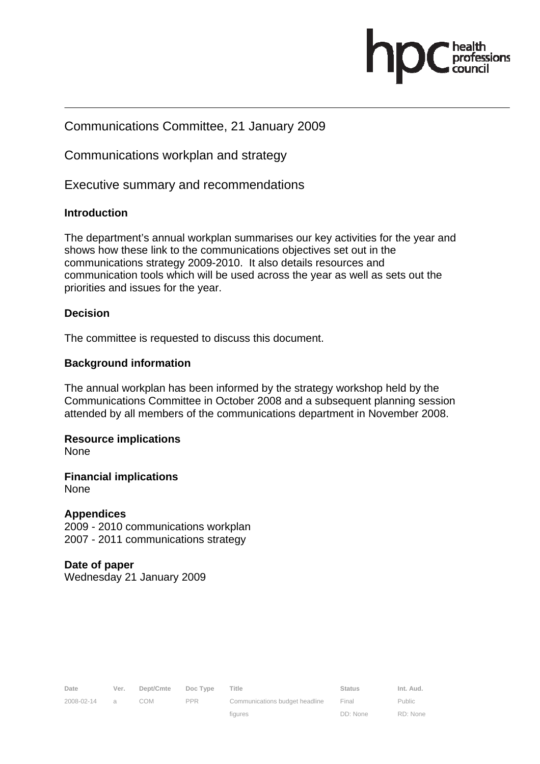Communications Committee, 21 January 2009

Communications workplan and strategy

Executive summary and recommendations

**Introduction**

The department's annual workplan summarises our key activities for the year and shows how these link to the communications objectives set out in the communications strategy 2009-2010. It also details resources and communication tools which will be used across the year as well as sets out the priorities and issues for the year.

**Decision**

The committee is requested to discuss this document.

**Background information**

The annual workplan has been informed by the strategy workshop held by the Communications Committee in October 2008 and a subsequent planning session attended by all members of the communications department in November 2008.

**Resource implications**
None

**Financial implications**
None

**Appendices**
2009 - 2010 communications workplan
2007 - 2011 communications strategy

**Date of paper**
Wednesday 21 January 2009

| Date | Ver. | Dept/Cmte | Doc Type | Title | Status | Int. Aud. |
|---|---|---|---|---|---|---|
| 2008-02-14 | a | COM | PPR | Communications budget headline figures | Final DD: None | Public RD: None |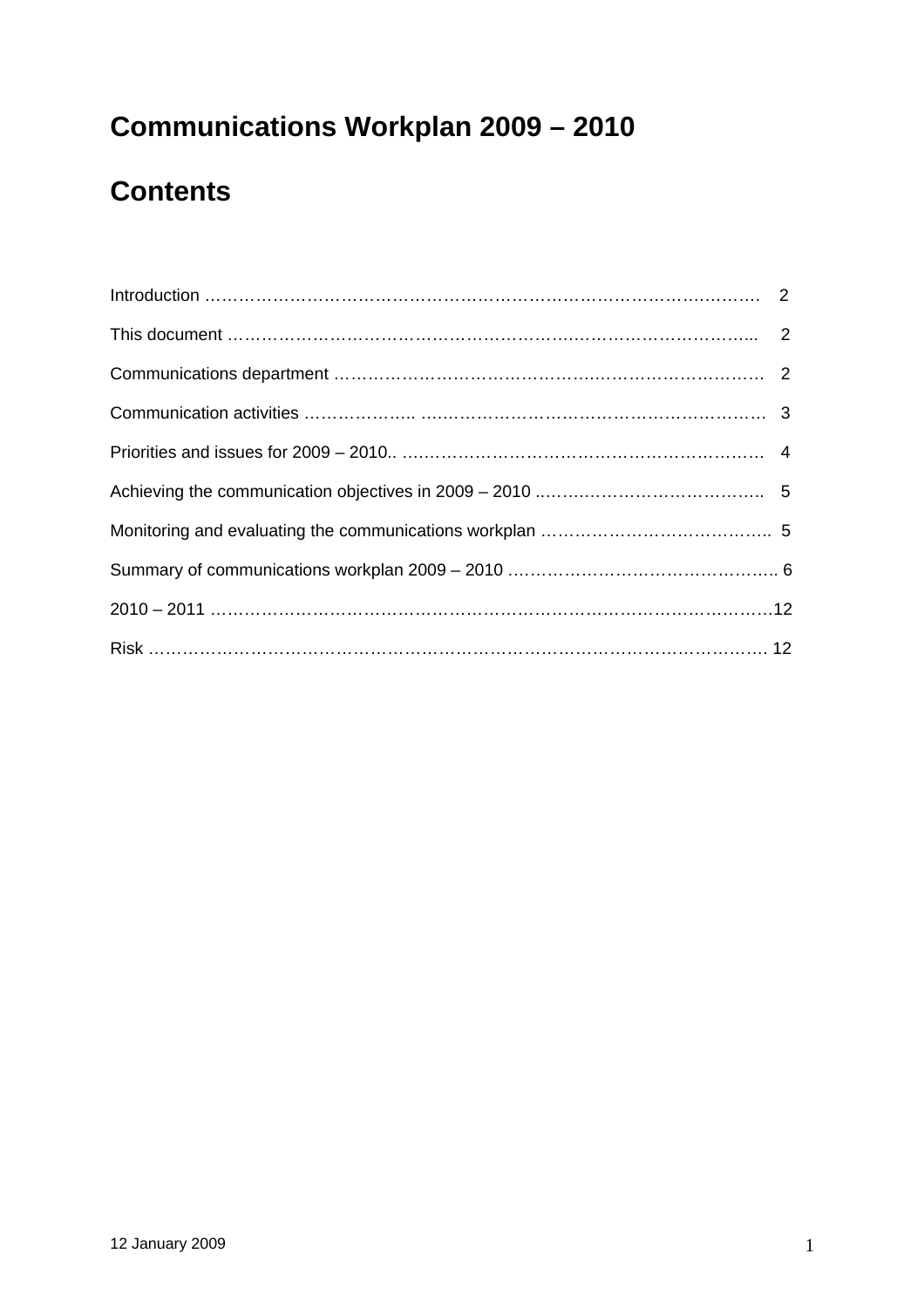# Communications Workplan 2009 – 2010

## Contents

| | |
|---|---|
| Introduction | 2 |
| This document | 2 |
| Communications department | 2 |
| Communication activities | 3 |
| Priorities and issues for 2009 – 2010.. | 4 |
| Achieving the communication objectives in 2009 – 2010 | 5 |
| Monitoring and evaluating the communications workplan | 5 |
| Summary of communications workplan 2009 – 2010 | 6 |
| 2010 – 2011 | 12 |
| Risk | 12 |

12 January 2009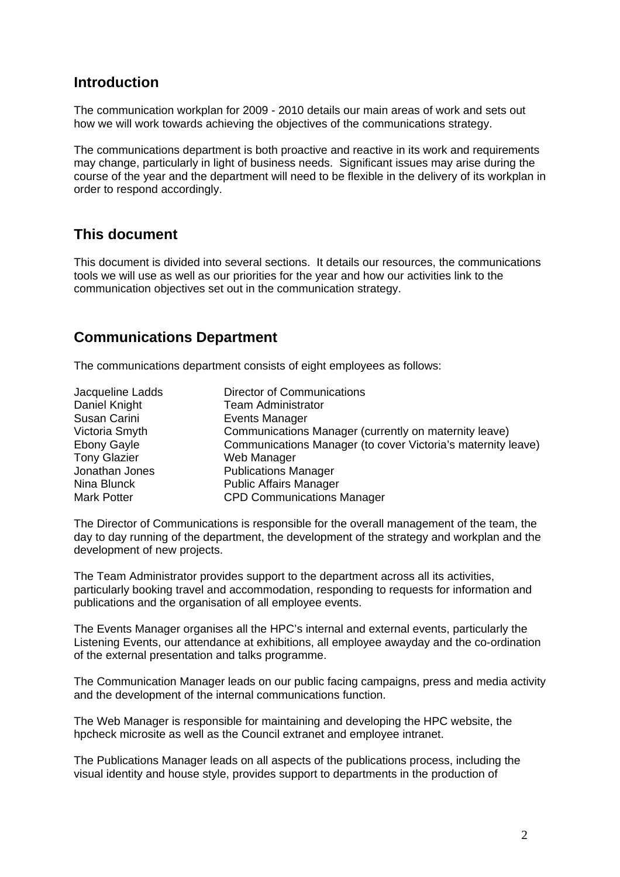## Introduction

The communication workplan for 2009 - 2010 details our main areas of work and sets out how we will work towards achieving the objectives of the communications strategy.

The communications department is both proactive and reactive in its work and requirements may change, particularly in light of business needs. Significant issues may arise during the course of the year and the department will need to be flexible in the delivery of its workplan in order to respond accordingly.

## This document

This document is divided into several sections. It details our resources, the communications tools we will use as well as our priorities for the year and how our activities link to the communication objectives set out in the communication strategy.

## Communications Department

The communications department consists of eight employees as follows:

| | |
|---|---|
| Jacqueline Ladds | Director of Communications |
| Daniel Knight | Team Administrator |
| Susan Carini | Events Manager |
| Victoria Smyth | Communications Manager (currently on maternity leave) |
| Ebony Gayle | Communications Manager (to cover Victoria's maternity leave) |
| Tony Glazier | Web Manager |
| Jonathan Jones | Publications Manager |
| Nina Blunck | Public Affairs Manager |
| Mark Potter | CPD Communications Manager |

The Director of Communications is responsible for the overall management of the team, the day to day running of the department, the development of the strategy and workplan and the development of new projects.

The Team Administrator provides support to the department across all its activities, particularly booking travel and accommodation, responding to requests for information and publications and the organisation of all employee events.

The Events Manager organises all the HPC's internal and external events, particularly the Listening Events, our attendance at exhibitions, all employee awayday and the co-ordination of the external presentation and talks programme.

The Communication Manager leads on our public facing campaigns, press and media activity and the development of the internal communications function.

The Web Manager is responsible for maintaining and developing the HPC website, the hpcheck microsite as well as the Council extranet and employee intranet.

The Publications Manager leads on all aspects of the publications process, including the visual identity and house style, provides support to departments in the production of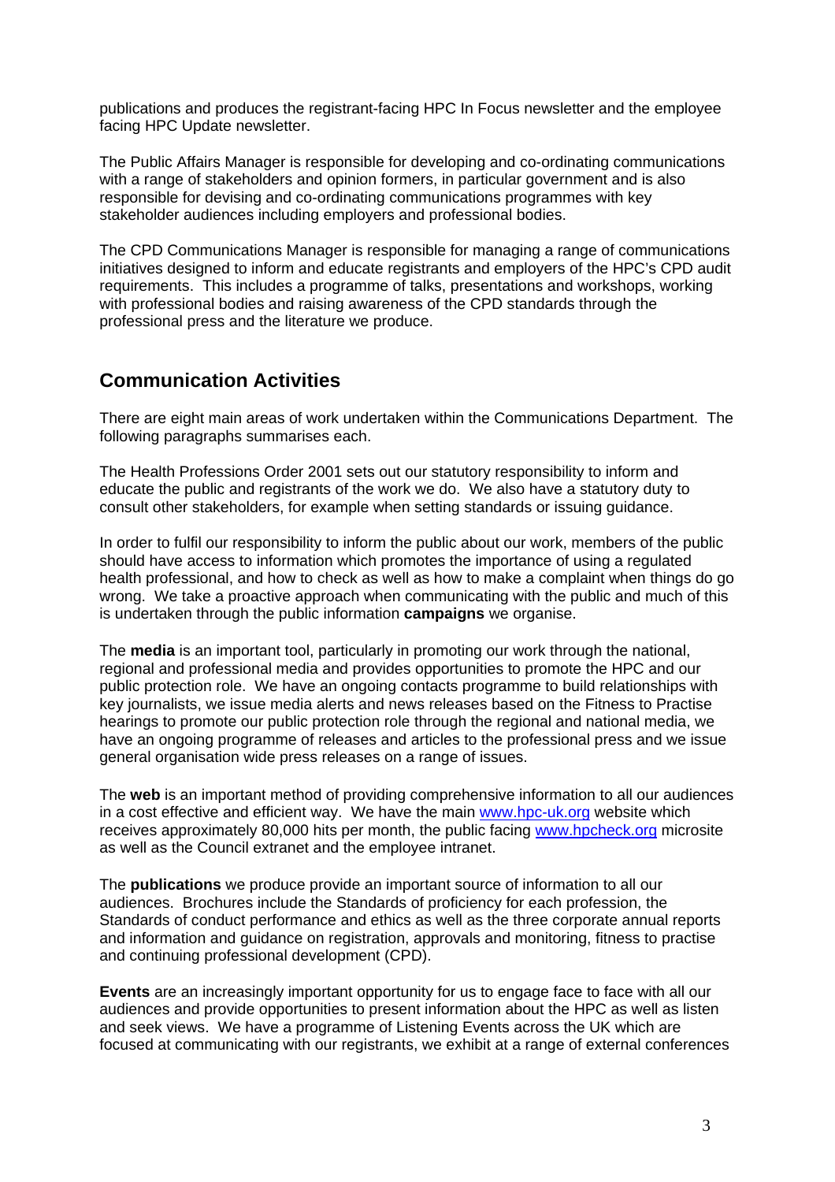publications and produces the registrant-facing HPC In Focus newsletter and the employee facing HPC Update newsletter.

The Public Affairs Manager is responsible for developing and co-ordinating communications with a range of stakeholders and opinion formers, in particular government and is also responsible for devising and co-ordinating communications programmes with key stakeholder audiences including employers and professional bodies.

The CPD Communications Manager is responsible for managing a range of communications initiatives designed to inform and educate registrants and employers of the HPC's CPD audit requirements. This includes a programme of talks, presentations and workshops, working with professional bodies and raising awareness of the CPD standards through the professional press and the literature we produce.

## Communication Activities

There are eight main areas of work undertaken within the Communications Department. The following paragraphs summarises each.

The Health Professions Order 2001 sets out our statutory responsibility to inform and educate the public and registrants of the work we do. We also have a statutory duty to consult other stakeholders, for example when setting standards or issuing guidance.

In order to fulfil our responsibility to inform the public about our work, members of the public should have access to information which promotes the importance of using a regulated health professional, and how to check as well as how to make a complaint when things do go wrong. We take a proactive approach when communicating with the public and much of this is undertaken through the public information **campaigns** we organise.

The **media** is an important tool, particularly in promoting our work through the national, regional and professional media and provides opportunities to promote the HPC and our public protection role. We have an ongoing contacts programme to build relationships with key journalists, we issue media alerts and news releases based on the Fitness to Practise hearings to promote our public protection role through the regional and national media, we have an ongoing programme of releases and articles to the professional press and we issue general organisation wide press releases on a range of issues.

The **web** is an important method of providing comprehensive information to all our audiences in a cost effective and efficient way. We have the main [www.hpc-uk.org](http://www.hpc-uk.org) website which receives approximately 80,000 hits per month, the public facing [www.hpcheck.org](http://www.hpcheck.org) microsite as well as the Council extranet and the employee intranet.

The **publications** we produce provide an important source of information to all our audiences. Brochures include the Standards of proficiency for each profession, the Standards of conduct performance and ethics as well as the three corporate annual reports and information and guidance on registration, approvals and monitoring, fitness to practise and continuing professional development (CPD).

**Events** are an increasingly important opportunity for us to engage face to face with all our audiences and provide opportunities to present information about the HPC as well as listen and seek views. We have a programme of Listening Events across the UK which are focused at communicating with our registrants, we exhibit at a range of external conferences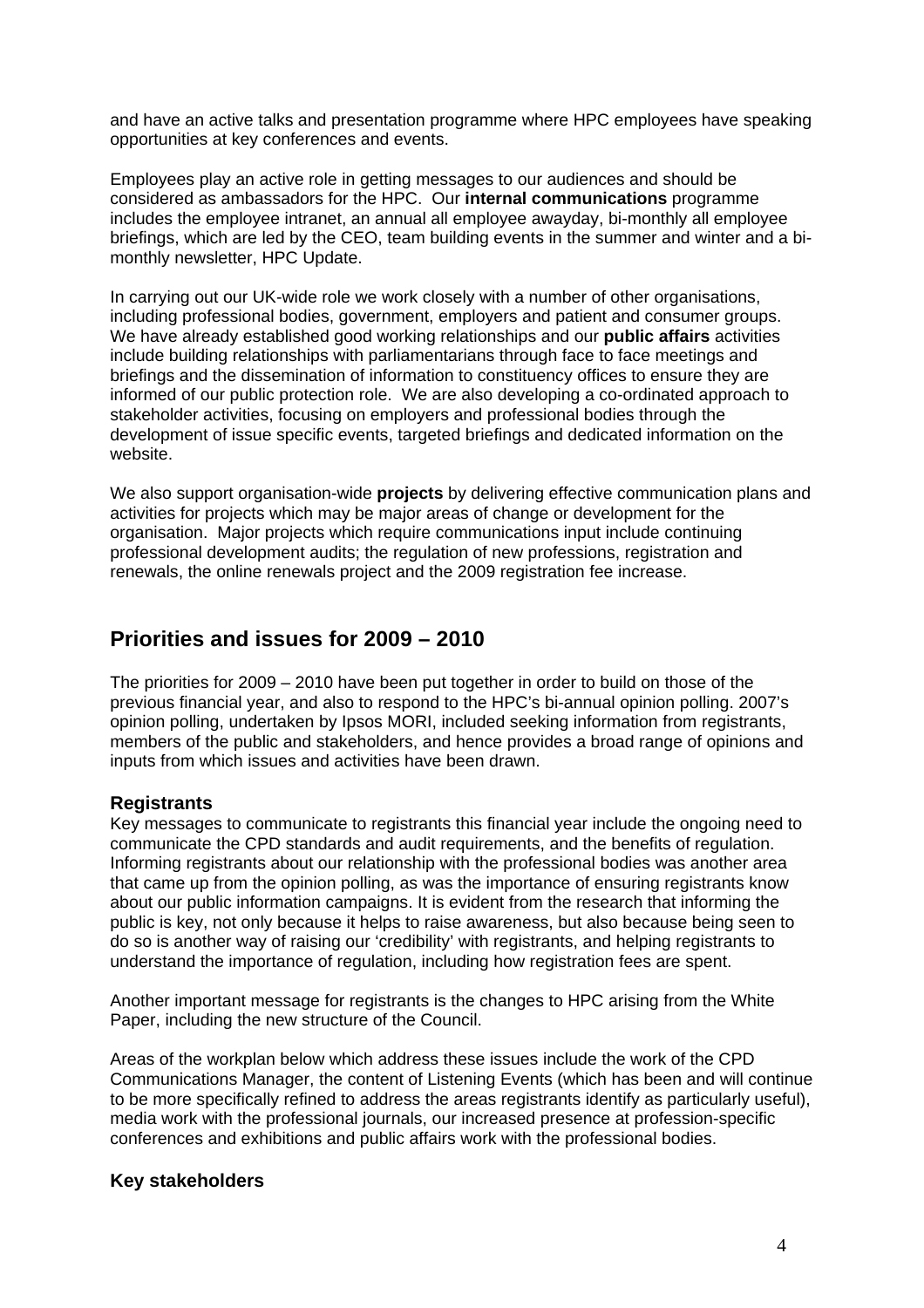and have an active talks and presentation programme where HPC employees have speaking opportunities at key conferences and events.

Employees play an active role in getting messages to our audiences and should be considered as ambassadors for the HPC. Our **internal communications** programme includes the employee intranet, an annual all employee awayday, bi-monthly all employee briefings, which are led by the CEO, team building events in the summer and winter and a bi-monthly newsletter, HPC Update.

In carrying out our UK-wide role we work closely with a number of other organisations, including professional bodies, government, employers and patient and consumer groups. We have already established good working relationships and our **public affairs** activities include building relationships with parliamentarians through face to face meetings and briefings and the dissemination of information to constituency offices to ensure they are informed of our public protection role. We are also developing a co-ordinated approach to stakeholder activities, focusing on employers and professional bodies through the development of issue specific events, targeted briefings and dedicated information on the website.

We also support organisation-wide **projects** by delivering effective communication plans and activities for projects which may be major areas of change or development for the organisation. Major projects which require communications input include continuing professional development audits; the regulation of new professions, registration and renewals, the online renewals project and the 2009 registration fee increase.

## Priorities and issues for 2009 – 2010

The priorities for 2009 – 2010 have been put together in order to build on those of the previous financial year, and also to respond to the HPC's bi-annual opinion polling. 2007's opinion polling, undertaken by Ipsos MORI, included seeking information from registrants, members of the public and stakeholders, and hence provides a broad range of opinions and inputs from which issues and activities have been drawn.

### Registrants

Key messages to communicate to registrants this financial year include the ongoing need to communicate the CPD standards and audit requirements, and the benefits of regulation. Informing registrants about our relationship with the professional bodies was another area that came up from the opinion polling, as was the importance of ensuring registrants know about our public information campaigns. It is evident from the research that informing the public is key, not only because it helps to raise awareness, but also because being seen to do so is another way of raising our 'credibility' with registrants, and helping registrants to understand the importance of regulation, including how registration fees are spent.

Another important message for registrants is the changes to HPC arising from the White Paper, including the new structure of the Council.

Areas of the workplan below which address these issues include the work of the CPD Communications Manager, the content of Listening Events (which has been and will continue to be more specifically refined to address the areas registrants identify as particularly useful), media work with the professional journals, our increased presence at profession-specific conferences and exhibitions and public affairs work with the professional bodies.

### Key stakeholders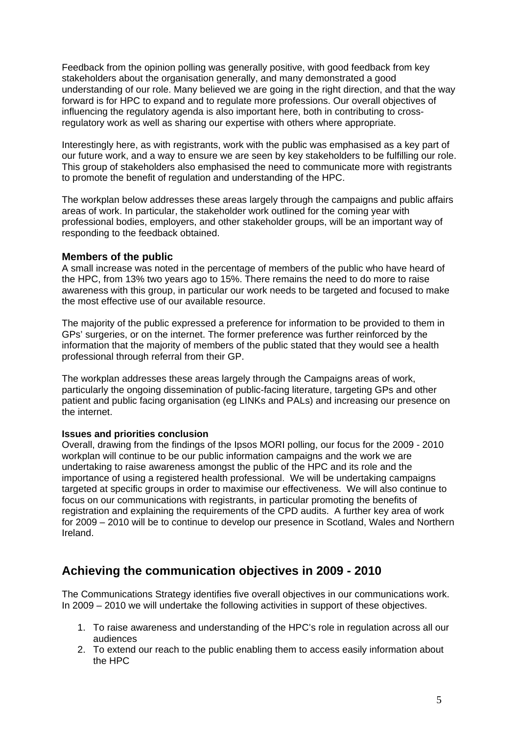Feedback from the opinion polling was generally positive, with good feedback from key stakeholders about the organisation generally, and many demonstrated a good understanding of our role. Many believed we are going in the right direction, and that the way forward is for HPC to expand and to regulate more professions. Our overall objectives of influencing the regulatory agenda is also important here, both in contributing to cross-regulatory work as well as sharing our expertise with others where appropriate.

Interestingly here, as with registrants, work with the public was emphasised as a key part of our future work, and a way to ensure we are seen by key stakeholders to be fulfilling our role. This group of stakeholders also emphasised the need to communicate more with registrants to promote the benefit of regulation and understanding of the HPC.

The workplan below addresses these areas largely through the campaigns and public affairs areas of work. In particular, the stakeholder work outlined for the coming year with professional bodies, employers, and other stakeholder groups, will be an important way of responding to the feedback obtained.

### Members of the public

A small increase was noted in the percentage of members of the public who have heard of the HPC, from 13% two years ago to 15%. There remains the need to do more to raise awareness with this group, in particular our work needs to be targeted and focused to make the most effective use of our available resource.

The majority of the public expressed a preference for information to be provided to them in GPs' surgeries, or on the internet. The former preference was further reinforced by the information that the majority of members of the public stated that they would see a health professional through referral from their GP.

The workplan addresses these areas largely through the Campaigns areas of work, particularly the ongoing dissemination of public-facing literature, targeting GPs and other patient and public facing organisation (eg LINKs and PALs) and increasing our presence on the internet.

#### Issues and priorities conclusion

Overall, drawing from the findings of the Ipsos MORI polling, our focus for the 2009 - 2010 workplan will continue to be our public information campaigns and the work we are undertaking to raise awareness amongst the public of the HPC and its role and the importance of using a registered health professional. We will be undertaking campaigns targeted at specific groups in order to maximise our effectiveness. We will also continue to focus on our communications with registrants, in particular promoting the benefits of registration and explaining the requirements of the CPD audits. A further key area of work for 2009 – 2010 will be to continue to develop our presence in Scotland, Wales and Northern Ireland.

## Achieving the communication objectives in 2009 - 2010

The Communications Strategy identifies five overall objectives in our communications work. In 2009 – 2010 we will undertake the following activities in support of these objectives.

1. To raise awareness and understanding of the HPC's role in regulation across all our audiences
2. To extend our reach to the public enabling them to access easily information about the HPC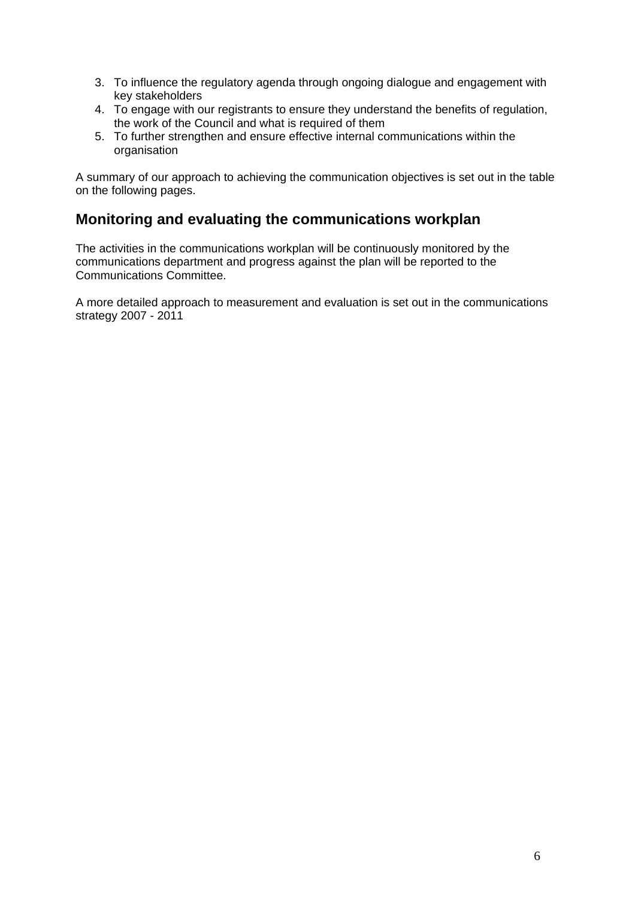3. To influence the regulatory agenda through ongoing dialogue and engagement with key stakeholders
4. To engage with our registrants to ensure they understand the benefits of regulation, the work of the Council and what is required of them
5. To further strengthen and ensure effective internal communications within the organisation

A summary of our approach to achieving the communication objectives is set out in the table on the following pages.

## Monitoring and evaluating the communications workplan

The activities in the communications workplan will be continuously monitored by the communications department and progress against the plan will be reported to the Communications Committee.

A more detailed approach to measurement and evaluation is set out in the communications strategy 2007 - 2011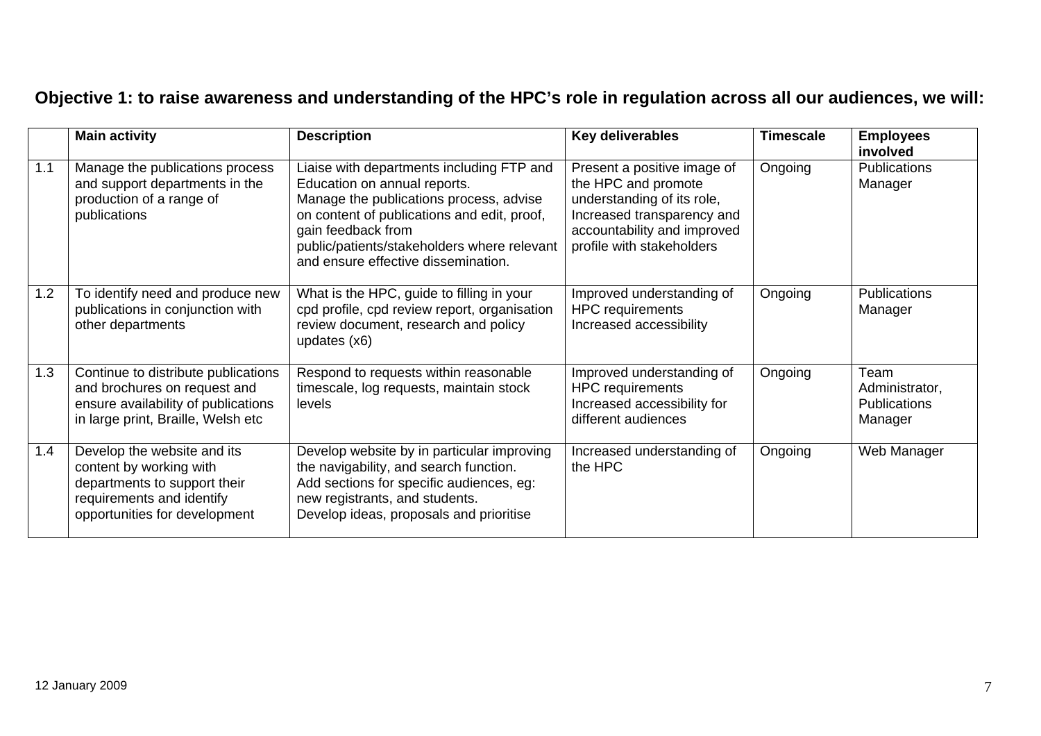**Objective 1: to raise awareness and understanding of the HPC's role in regulation across all our audiences, we will:**

| | Main activity | Description | Key deliverables | Timescale | Employees involved |
|---|---|---|---|---|---|
| 1.1 | Manage the publications process and support departments in the production of a range of publications | Liaise with departments including FTP and Education on annual reports. Manage the publications process, advise on content of publications and edit, proof, gain feedback from public/patients/stakeholders where relevant and ensure effective dissemination. | Present a positive image of the HPC and promote understanding of its role, Increased transparency and accountability and improved profile with stakeholders | Ongoing | Publications Manager |
| 1.2 | To identify need and produce new publications in conjunction with other departments | What is the HPC, guide to filling in your cpd profile, cpd review report, organisation review document, research and policy updates (x6) | Improved understanding of HPC requirements Increased accessibility | Ongoing | Publications Manager |
| 1.3 | Continue to distribute publications and brochures on request and ensure availability of publications in large print, Braille, Welsh etc | Respond to requests within reasonable timescale, log requests, maintain stock levels | Improved understanding of HPC requirements Increased accessibility for different audiences | Ongoing | Team Administrator, Publications Manager |
| 1.4 | Develop the website and its content by working with departments to support their requirements and identify opportunities for development | Develop website by in particular improving the navigability, and search function. Add sections for specific audiences, eg: new registrants, and students. Develop ideas, proposals and prioritise | Increased understanding of the HPC | Ongoing | Web Manager |

12 January 2009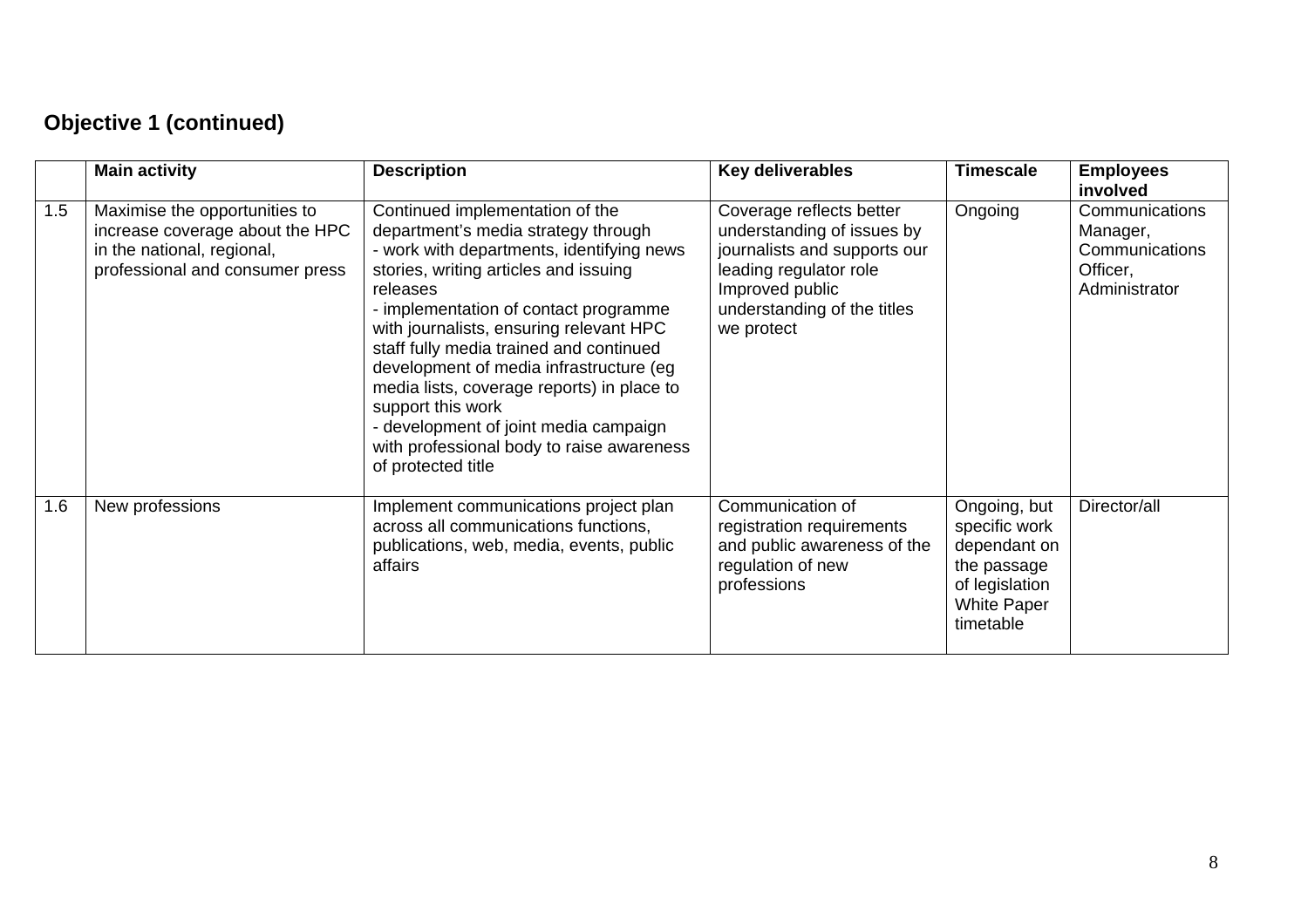**Objective 1 (continued)**

| | Main activity | Description | Key deliverables | Timescale | Employees involved |
|---|---|---|---|---|---|
| 1.5 | Maximise the opportunities to increase coverage about the HPC in the national, regional, professional and consumer press | Continued implementation of the department's media strategy through<br>- work with departments, identifying news stories, writing articles and issuing releases<br>- implementation of contact programme with journalists, ensuring relevant HPC staff fully media trained and continued development of media infrastructure (eg media lists, coverage reports) in place to support this work<br>- development of joint media campaign with professional body to raise awareness of protected title | Coverage reflects better understanding of issues by journalists and supports our leading regulator role<br>Improved public understanding of the titles we protect | Ongoing | Communications Manager, Communications Officer, Administrator |
| 1.6 | New professions | Implement communications project plan across all communications functions, publications, web, media, events, public affairs | Communication of registration requirements and public awareness of the regulation of new professions | Ongoing, but specific work dependant on the passage of legislation White Paper timetable | Director/all |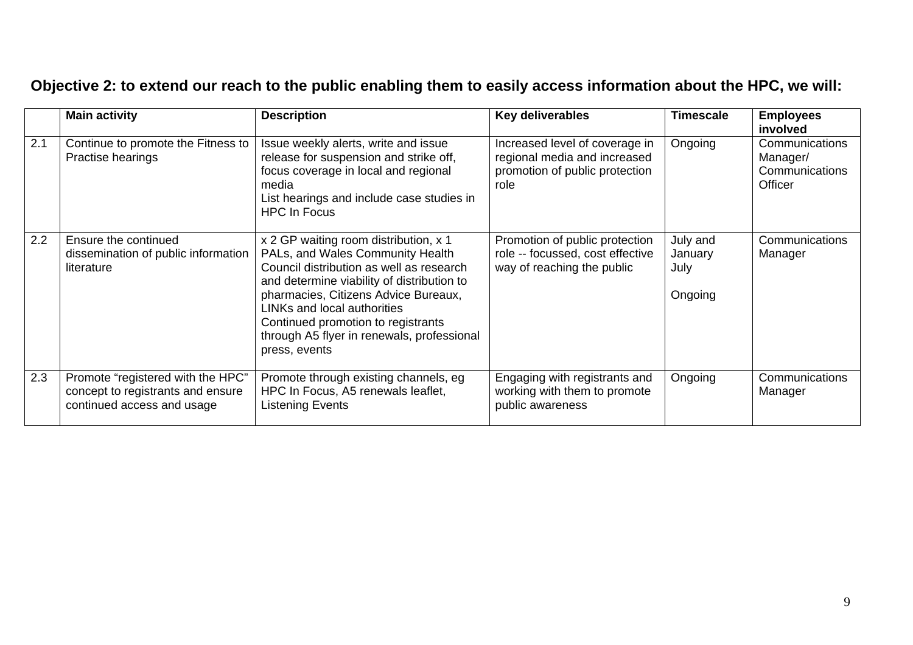**Objective 2: to extend our reach to the public enabling them to easily access information about the HPC, we will:**

| | Main activity | Description | Key deliverables | Timescale | Employees involved |
|---|---|---|---|---|---|
| 2.1 | Continue to promote the Fitness to Practise hearings | Issue weekly alerts, write and issue release for suspension and strike off, focus coverage in local and regional media<br>List hearings and include case studies in HPC In Focus | Increased level of coverage in regional media and increased promotion of public protection role | Ongoing | Communications Manager/ Communications Officer |
| 2.2 | Ensure the continued dissemination of public information literature | x 2 GP waiting room distribution, x 1 PALs, and Wales Community Health Council distribution as well as research and determine viability of distribution to pharmacies, Citizens Advice Bureaux, LINKs and local authorities<br>Continued promotion to registrants through A5 flyer in renewals, professional press, events | Promotion of public protection role -- focussed, cost effective way of reaching the public | July and January<br>July<br><br>Ongoing | Communications Manager |
| 2.3 | Promote "registered with the HPC" concept to registrants and ensure continued access and usage | Promote through existing channels, eg HPC In Focus, A5 renewals leaflet, Listening Events | Engaging with registrants and working with them to promote public awareness | Ongoing | Communications Manager |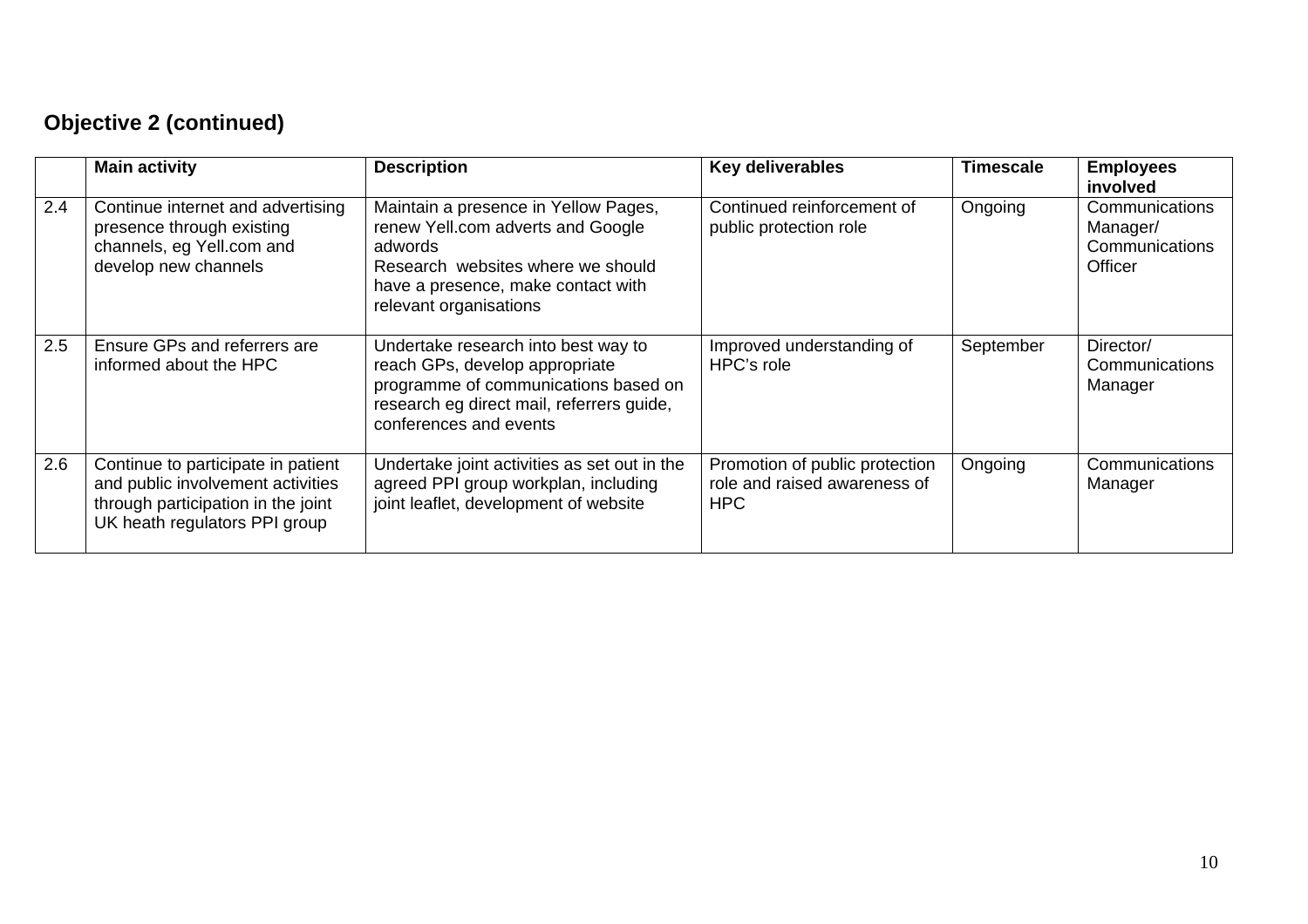## Objective 2 (continued)

| | Main activity | Description | Key deliverables | Timescale | Employees involved |
|---|---|---|---|---|---|
| 2.4 | Continue internet and advertising presence through existing channels, eg Yell.com and develop new channels | Maintain a presence in Yellow Pages, renew Yell.com adverts and Google adwords<br>Research websites where we should have a presence, make contact with relevant organisations | Continued reinforcement of public protection role | Ongoing | Communications Manager/ Communications Officer |
| 2.5 | Ensure GPs and referrers are informed about the HPC | Undertake research into best way to reach GPs, develop appropriate programme of communications based on research eg direct mail, referrers guide, conferences and events | Improved understanding of HPC's role | September | Director/ Communications Manager |
| 2.6 | Continue to participate in patient and public involvement activities through participation in the joint UK heath regulators PPI group | Undertake joint activities as set out in the agreed PPI group workplan, including joint leaflet, development of website | Promotion of public protection role and raised awareness of HPC | Ongoing | Communications Manager |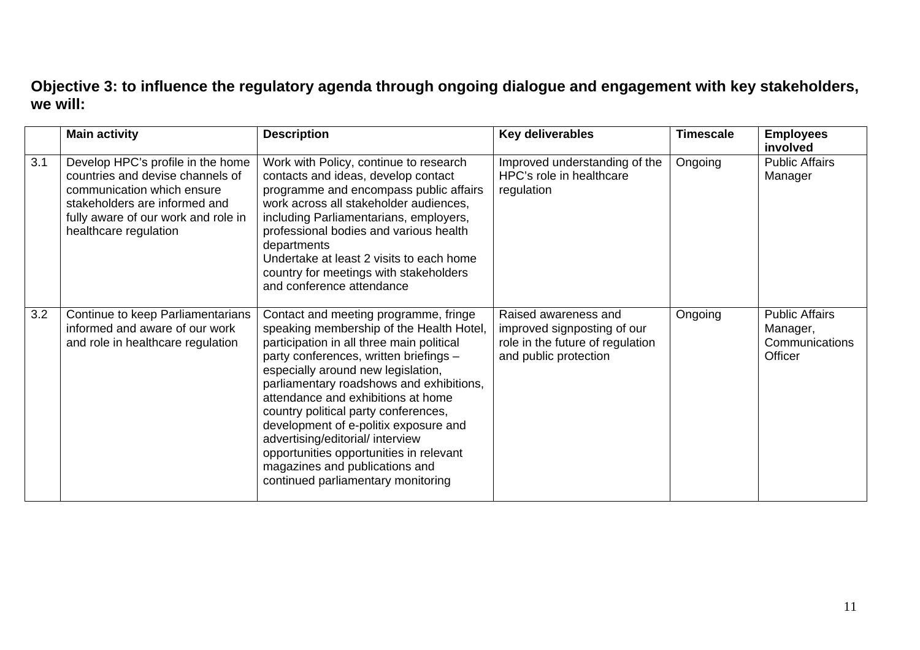**Objective 3: to influence the regulatory agenda through ongoing dialogue and engagement with key stakeholders, we will:**

| | Main activity | Description | Key deliverables | Timescale | Employees involved |
|---|---|---|---|---|---|
| 3.1 | Develop HPC's profile in the home countries and devise channels of communication which ensure stakeholders are informed and fully aware of our work and role in healthcare regulation | Work with Policy, continue to research contacts and ideas, develop contact programme and encompass public affairs work across all stakeholder audiences, including Parliamentarians, employers, professional bodies and various health departments<br>Undertake at least 2 visits to each home country for meetings with stakeholders and conference attendance | Improved understanding of the HPC's role in healthcare regulation | Ongoing | Public Affairs Manager |
| 3.2 | Continue to keep Parliamentarians informed and aware of our work and role in healthcare regulation | Contact and meeting programme, fringe speaking membership of the Health Hotel, participation in all three main political party conferences, written briefings – especially around new legislation, parliamentary roadshows and exhibitions, attendance and exhibitions at home country political party conferences, development of e-politix exposure and advertising/editorial/ interview opportunities opportunities in relevant magazines and publications and continued parliamentary monitoring | Raised awareness and improved signposting of our role in the future of regulation and public protection | Ongoing | Public Affairs Manager, Communications Officer |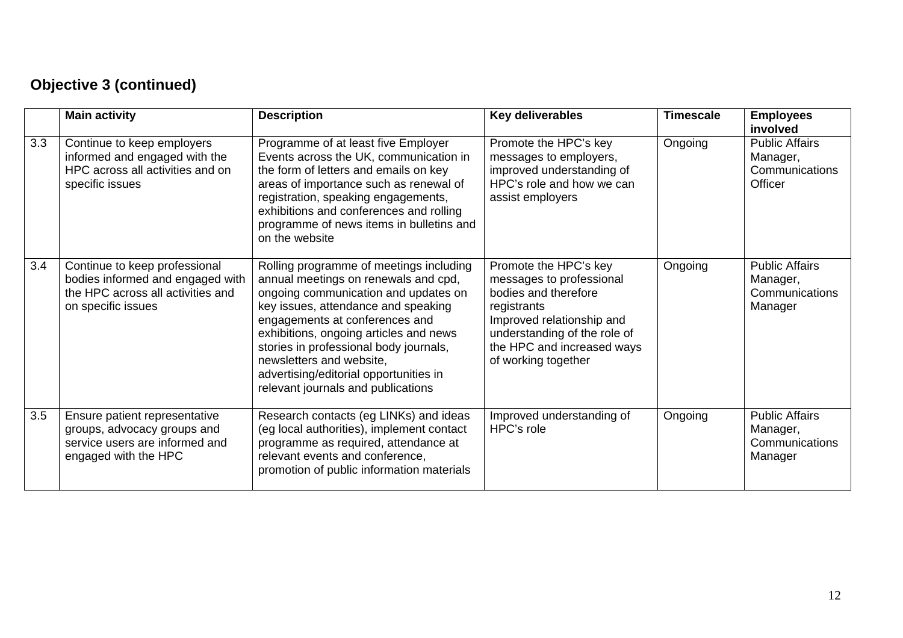## Objective 3 (continued)

| | Main activity | Description | Key deliverables | Timescale | Employees involved |
|---|---|---|---|---|---|
| 3.3 | Continue to keep employers informed and engaged with the HPC across all activities and on specific issues | Programme of at least five Employer Events across the UK, communication in the form of letters and emails on key areas of importance such as renewal of registration, speaking engagements, exhibitions and conferences and rolling programme of news items in bulletins and on the website | Promote the HPC's key messages to employers, improved understanding of HPC's role and how we can assist employers | Ongoing | Public Affairs Manager, Communications Officer |
| 3.4 | Continue to keep professional bodies informed and engaged with the HPC across all activities and on specific issues | Rolling programme of meetings including annual meetings on renewals and cpd, ongoing communication and updates on key issues, attendance and speaking engagements at conferences and exhibitions, ongoing articles and news stories in professional body journals, newsletters and website, advertising/editorial opportunities in relevant journals and publications | Promote the HPC's key messages to professional bodies and therefore registrants<br>Improved relationship and understanding of the role of the HPC and increased ways of working together | Ongoing | Public Affairs Manager, Communications Manager |
| 3.5 | Ensure patient representative groups, advocacy groups and service users are informed and engaged with the HPC | Research contacts (eg LINKs) and ideas (eg local authorities), implement contact programme as required, attendance at relevant events and conference, promotion of public information materials | Improved understanding of HPC's role | Ongoing | Public Affairs Manager, Communications Manager |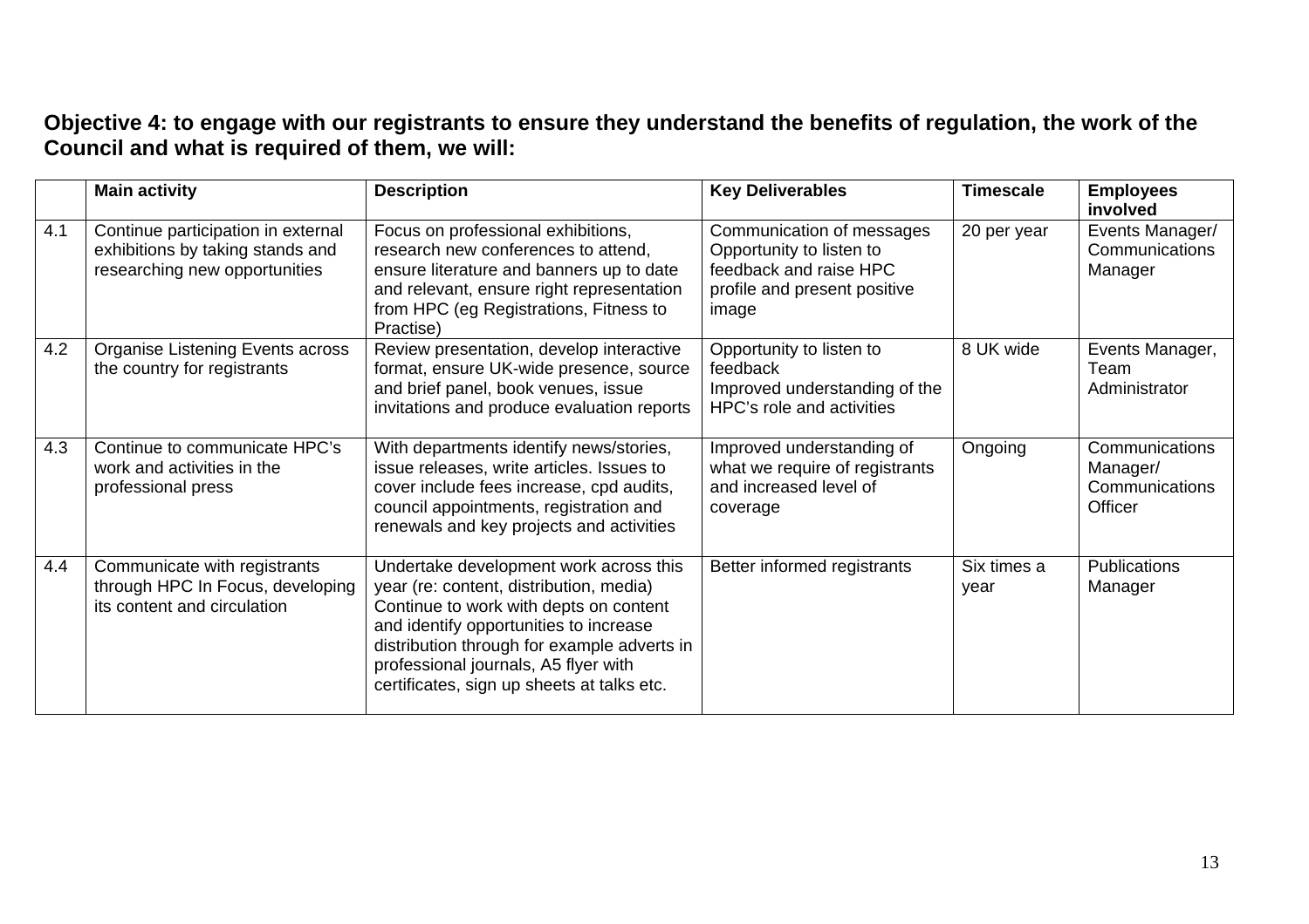**Objective 4: to engage with our registrants to ensure they understand the benefits of regulation, the work of the Council and what is required of them, we will:**

| | Main activity | Description | Key Deliverables | Timescale | Employees involved |
|---|---|---|---|---|---|
| 4.1 | Continue participation in external exhibitions by taking stands and researching new opportunities | Focus on professional exhibitions, research new conferences to attend, ensure literature and banners up to date and relevant, ensure right representation from HPC (eg Registrations, Fitness to Practise) | Communication of messages Opportunity to listen to feedback and raise HPC profile and present positive image | 20 per year | Events Manager/ Communications Manager |
| 4.2 | Organise Listening Events across the country for registrants | Review presentation, develop interactive format, ensure UK-wide presence, source and brief panel, book venues, issue invitations and produce evaluation reports | Opportunity to listen to feedback Improved understanding of the HPC's role and activities | 8 UK wide | Events Manager, Team Administrator |
| 4.3 | Continue to communicate HPC's work and activities in the professional press | With departments identify news/stories, issue releases, write articles. Issues to cover include fees increase, cpd audits, council appointments, registration and renewals and key projects and activities | Improved understanding of what we require of registrants and increased level of coverage | Ongoing | Communications Manager/ Communications Officer |
| 4.4 | Communicate with registrants through HPC In Focus, developing its content and circulation | Undertake development work across this year (re: content, distribution, media) Continue to work with depts on content and identify opportunities to increase distribution through for example adverts in professional journals, A5 flyer with certificates, sign up sheets at talks etc. | Better informed registrants | Six times a year | Publications Manager |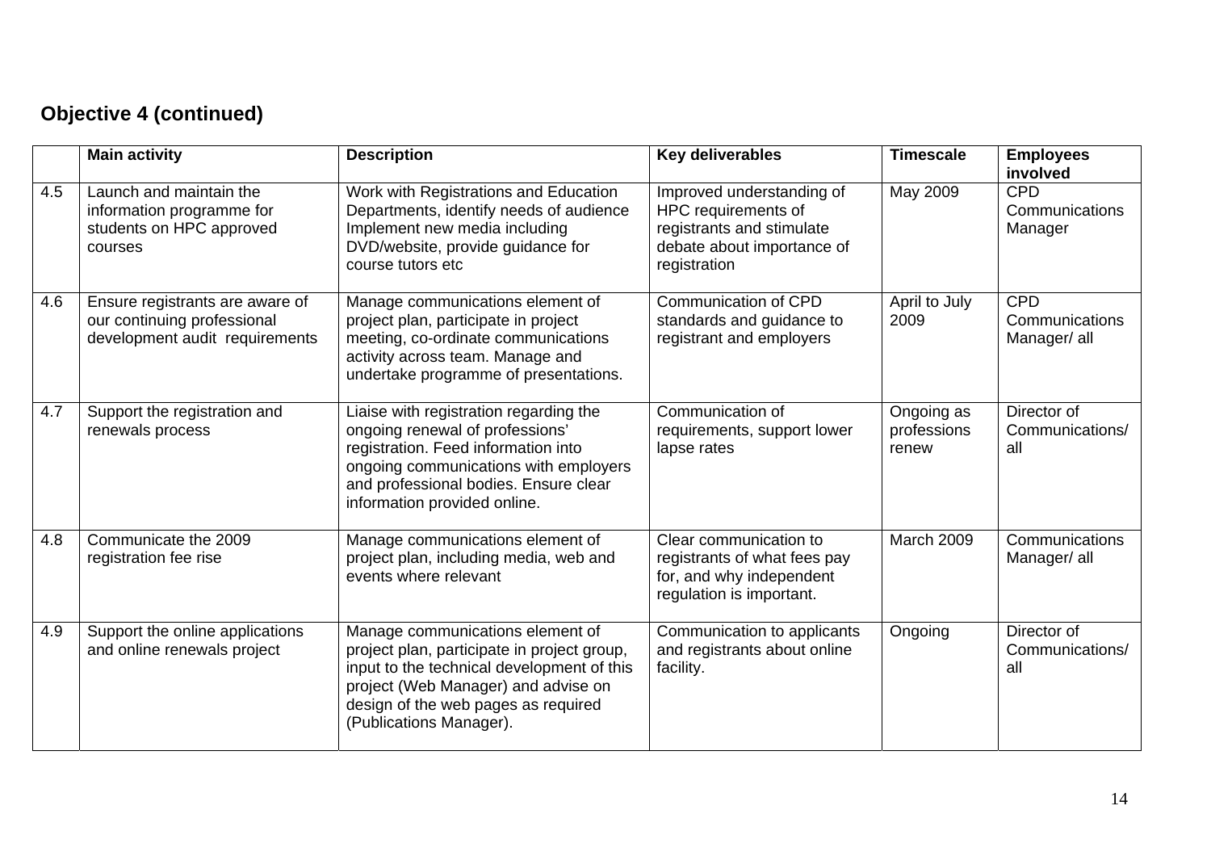**Objective 4 (continued)**

| | Main activity | Description | Key deliverables | Timescale | Employees involved |
|---|---|---|---|---|---|
| 4.5 | Launch and maintain the information programme for students on HPC approved courses | Work with Registrations and Education Departments, identify needs of audience Implement new media including DVD/website, provide guidance for course tutors etc | Improved understanding of HPC requirements of registrants and stimulate debate about importance of registration | May 2009 | CPD Communications Manager |
| 4.6 | Ensure registrants are aware of our continuing professional development audit requirements | Manage communications element of project plan, participate in project meeting, co-ordinate communications activity across team. Manage and undertake programme of presentations. | Communication of CPD standards and guidance to registrant and employers | April to July 2009 | CPD Communications Manager/ all |
| 4.7 | Support the registration and renewals process | Liaise with registration regarding the ongoing renewal of professions' registration. Feed information into ongoing communications with employers and professional bodies. Ensure clear information provided online. | Communication of requirements, support lower lapse rates | Ongoing as professions renew | Director of Communications/ all |
| 4.8 | Communicate the 2009 registration fee rise | Manage communications element of project plan, including media, web and events where relevant | Clear communication to registrants of what fees pay for, and why independent regulation is important. | March 2009 | Communications Manager/ all |
| 4.9 | Support the online applications and online renewals project | Manage communications element of project plan, participate in project group, input to the technical development of this project (Web Manager) and advise on design of the web pages as required (Publications Manager). | Communication to applicants and registrants about online facility. | Ongoing | Director of Communications/ all |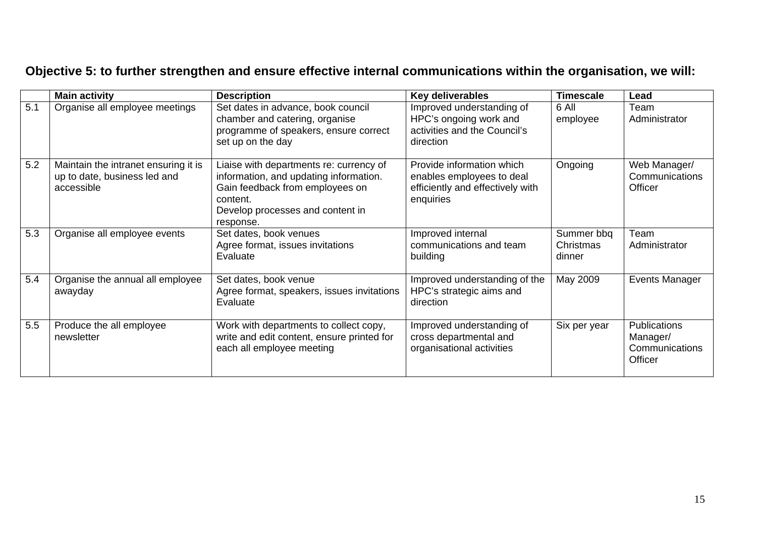**Objective 5: to further strengthen and ensure effective internal communications within the organisation, we will:**

| | Main activity | Description | Key deliverables | Timescale | Lead |
|---|---|---|---|---|---|
| 5.1 | Organise all employee meetings | Set dates in advance, book council chamber and catering, organise programme of speakers, ensure correct set up on the day | Improved understanding of HPC's ongoing work and activities and the Council's direction | 6 All employee | Team Administrator |
| 5.2 | Maintain the intranet ensuring it is up to date, business led and accessible | Liaise with departments re: currency of information, and updating information. Gain feedback from employees on content. Develop processes and content in response. | Provide information which enables employees to deal efficiently and effectively with enquiries | Ongoing | Web Manager/ Communications Officer |
| 5.3 | Organise all employee events | Set dates, book venues Agree format, issues invitations Evaluate | Improved internal communications and team building | Summer bbq Christmas dinner | Team Administrator |
| 5.4 | Organise the annual all employee awayday | Set dates, book venue Agree format, speakers, issues invitations Evaluate | Improved understanding of the HPC's strategic aims and direction | May 2009 | Events Manager |
| 5.5 | Produce the all employee newsletter | Work with departments to collect copy, write and edit content, ensure printed for each all employee meeting | Improved understanding of cross departmental and organisational activities | Six per year | Publications Manager/ Communications Officer |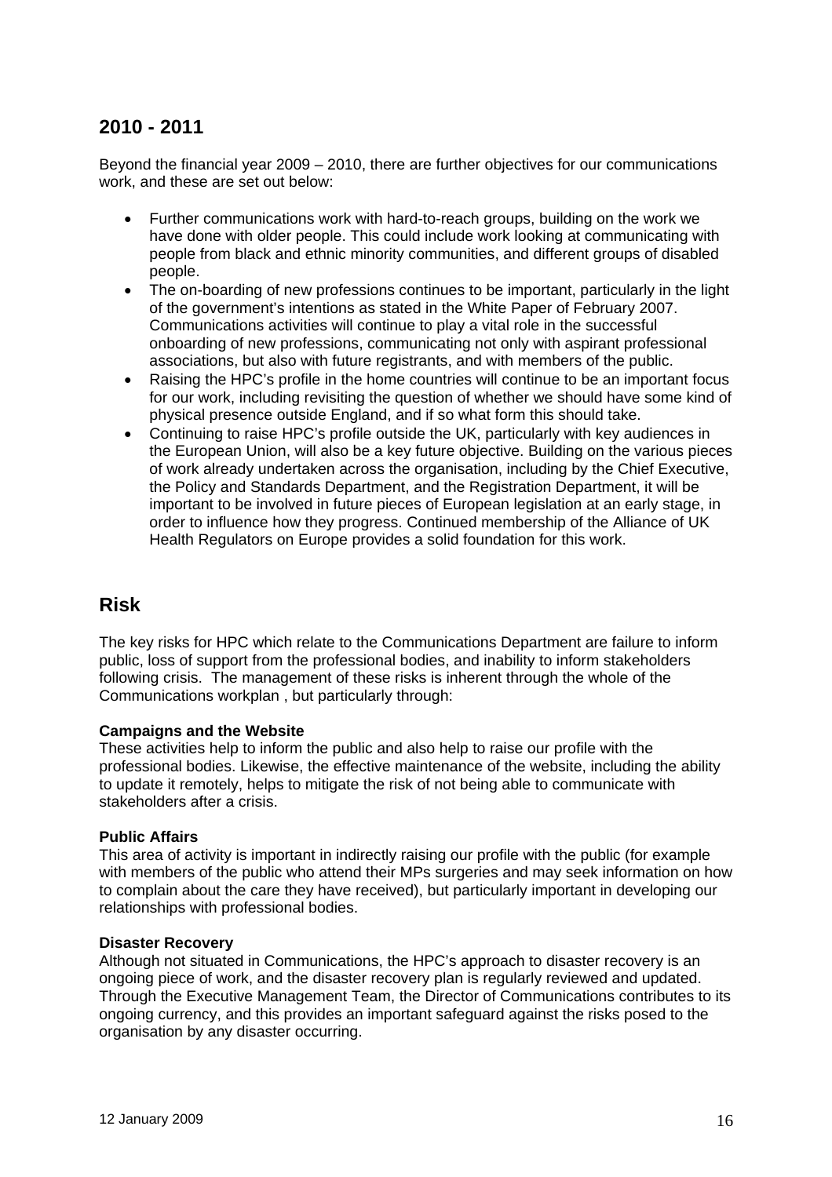## 2010 - 2011

Beyond the financial year 2009 – 2010, there are further objectives for our communications work, and these are set out below:

- Further communications work with hard-to-reach groups, building on the work we have done with older people. This could include work looking at communicating with people from black and ethnic minority communities, and different groups of disabled people.
- The on-boarding of new professions continues to be important, particularly in the light of the government's intentions as stated in the White Paper of February 2007. Communications activities will continue to play a vital role in the successful onboarding of new professions, communicating not only with aspirant professional associations, but also with future registrants, and with members of the public.
- Raising the HPC's profile in the home countries will continue to be an important focus for our work, including revisiting the question of whether we should have some kind of physical presence outside England, and if so what form this should take.
- Continuing to raise HPC's profile outside the UK, particularly with key audiences in the European Union, will also be a key future objective. Building on the various pieces of work already undertaken across the organisation, including by the Chief Executive, the Policy and Standards Department, and the Registration Department, it will be important to be involved in future pieces of European legislation at an early stage, in order to influence how they progress. Continued membership of the Alliance of UK Health Regulators on Europe provides a solid foundation for this work.

## Risk

The key risks for HPC which relate to the Communications Department are failure to inform public, loss of support from the professional bodies, and inability to inform stakeholders following crisis. The management of these risks is inherent through the whole of the Communications workplan , but particularly through:

**Campaigns and the Website**
These activities help to inform the public and also help to raise our profile with the professional bodies. Likewise, the effective maintenance of the website, including the ability to update it remotely, helps to mitigate the risk of not being able to communicate with stakeholders after a crisis.

**Public Affairs**
This area of activity is important in indirectly raising our profile with the public (for example with members of the public who attend their MPs surgeries and may seek information on how to complain about the care they have received), but particularly important in developing our relationships with professional bodies.

**Disaster Recovery**
Although not situated in Communications, the HPC's approach to disaster recovery is an ongoing piece of work, and the disaster recovery plan is regularly reviewed and updated. Through the Executive Management Team, the Director of Communications contributes to its ongoing currency, and this provides an important safeguard against the risks posed to the organisation by any disaster occurring.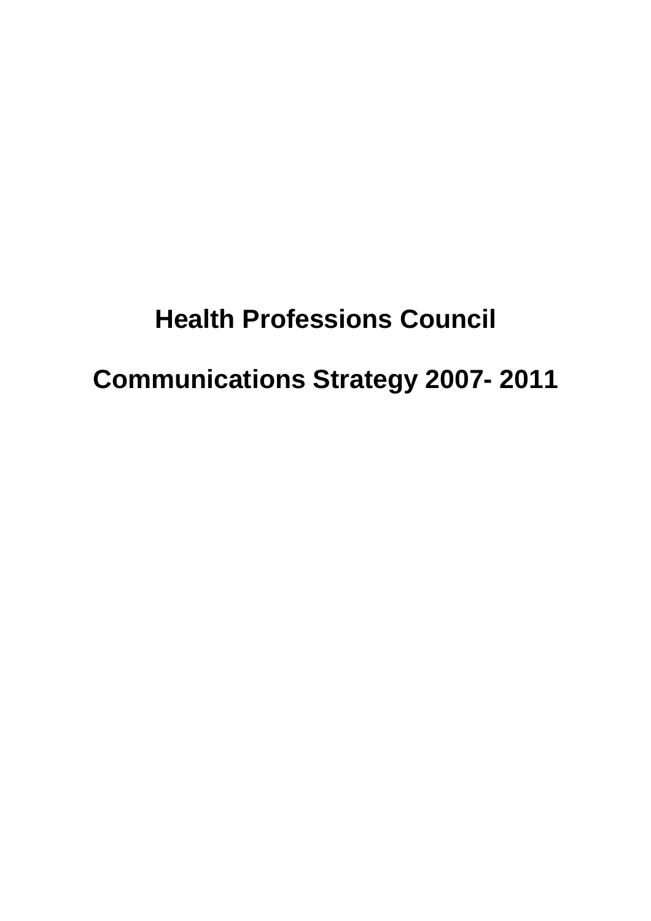# Health Professions Council

# Communications Strategy 2007- 2011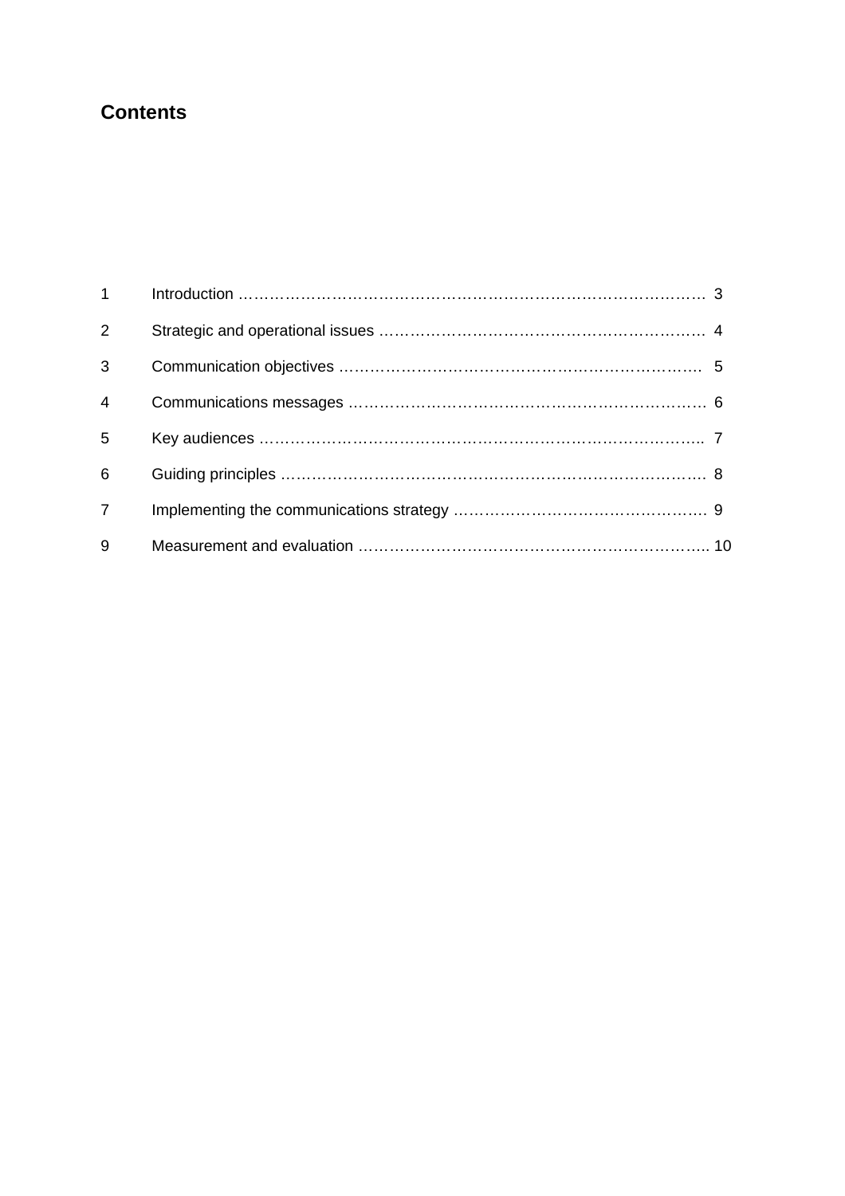## Contents

| | | |
|---|---|---|
| 1 | Introduction | 3 |
| 2 | Strategic and operational issues | 4 |
| 3 | Communication objectives | 5 |
| 4 | Communications messages | 6 |
| 5 | Key audiences | 7 |
| 6 | Guiding principles | 8 |
| 7 | Implementing the communications strategy | 9 |
| 9 | Measurement and evaluation | 10 |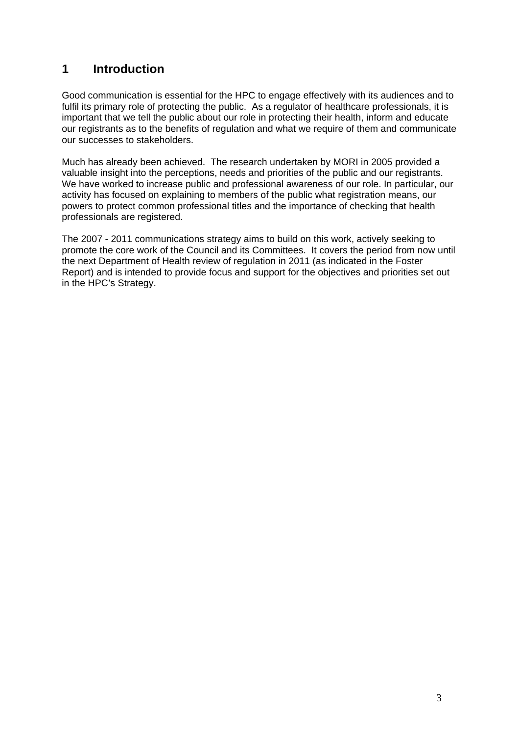# 1 Introduction

Good communication is essential for the HPC to engage effectively with its audiences and to fulfil its primary role of protecting the public. As a regulator of healthcare professionals, it is important that we tell the public about our role in protecting their health, inform and educate our registrants as to the benefits of regulation and what we require of them and communicate our successes to stakeholders.

Much has already been achieved. The research undertaken by MORI in 2005 provided a valuable insight into the perceptions, needs and priorities of the public and our registrants. We have worked to increase public and professional awareness of our role. In particular, our activity has focused on explaining to members of the public what registration means, our powers to protect common professional titles and the importance of checking that health professionals are registered.

The 2007 - 2011 communications strategy aims to build on this work, actively seeking to promote the core work of the Council and its Committees. It covers the period from now until the next Department of Health review of regulation in 2011 (as indicated in the Foster Report) and is intended to provide focus and support for the objectives and priorities set out in the HPC's Strategy.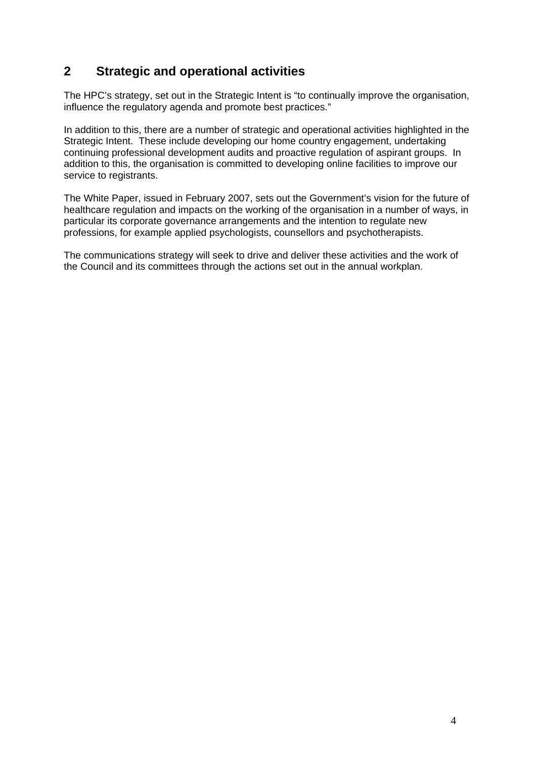## 2 Strategic and operational activities

The HPC's strategy, set out in the Strategic Intent is "to continually improve the organisation, influence the regulatory agenda and promote best practices."

In addition to this, there are a number of strategic and operational activities highlighted in the Strategic Intent. These include developing our home country engagement, undertaking continuing professional development audits and proactive regulation of aspirant groups. In addition to this, the organisation is committed to developing online facilities to improve our service to registrants.

The White Paper, issued in February 2007, sets out the Government's vision for the future of healthcare regulation and impacts on the working of the organisation in a number of ways, in particular its corporate governance arrangements and the intention to regulate new professions, for example applied psychologists, counsellors and psychotherapists.

The communications strategy will seek to drive and deliver these activities and the work of the Council and its committees through the actions set out in the annual workplan.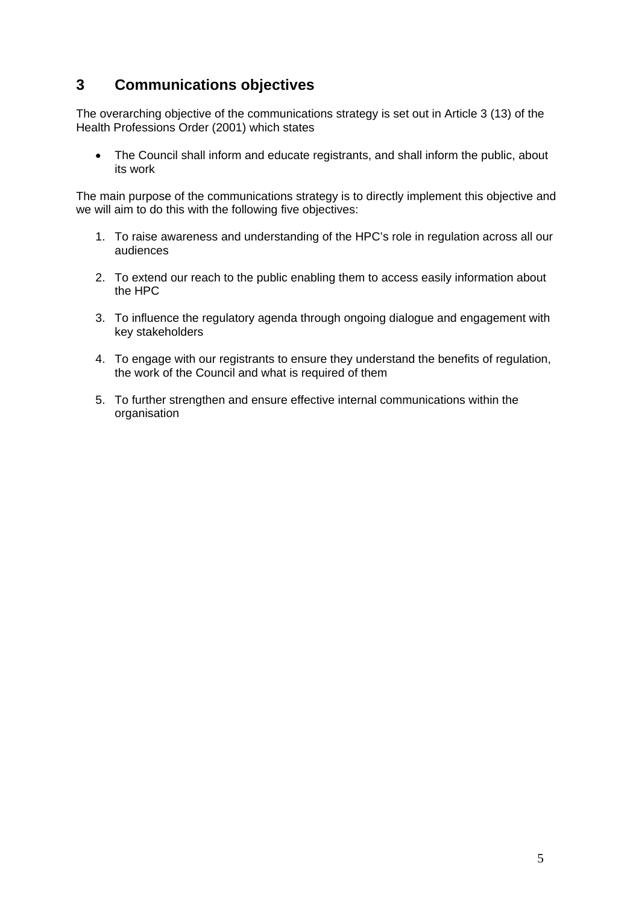## 3 Communications objectives

The overarching objective of the communications strategy is set out in Article 3 (13) of the Health Professions Order (2001) which states

- The Council shall inform and educate registrants, and shall inform the public, about its work

The main purpose of the communications strategy is to directly implement this objective and we will aim to do this with the following five objectives:

1. To raise awareness and understanding of the HPC's role in regulation across all our audiences
2. To extend our reach to the public enabling them to access easily information about the HPC
3. To influence the regulatory agenda through ongoing dialogue and engagement with key stakeholders
4. To engage with our registrants to ensure they understand the benefits of regulation, the work of the Council and what is required of them
5. To further strengthen and ensure effective internal communications within the organisation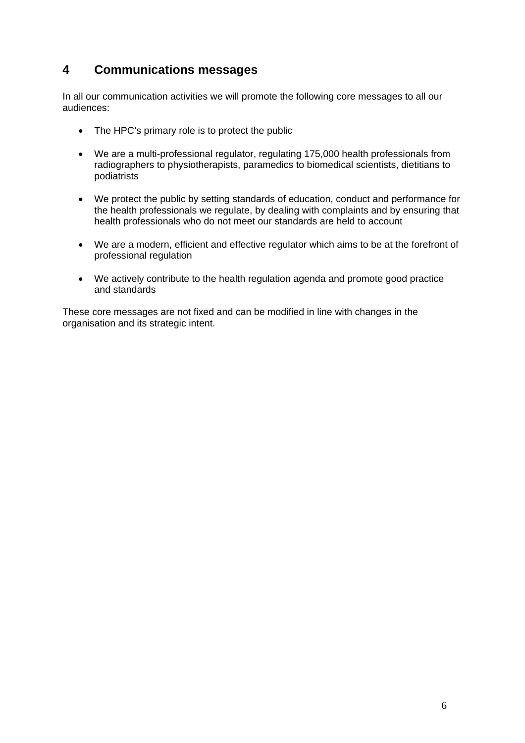## 4 Communications messages

In all our communication activities we will promote the following core messages to all our audiences:

- The HPC's primary role is to protect the public
- We are a multi-professional regulator, regulating 175,000 health professionals from radiographers to physiotherapists, paramedics to biomedical scientists, dietitians to podiatrists
- We protect the public by setting standards of education, conduct and performance for the health professionals we regulate, by dealing with complaints and by ensuring that health professionals who do not meet our standards are held to account
- We are a modern, efficient and effective regulator which aims to be at the forefront of professional regulation
- We actively contribute to the health regulation agenda and promote good practice and standards

These core messages are not fixed and can be modified in line with changes in the organisation and its strategic intent.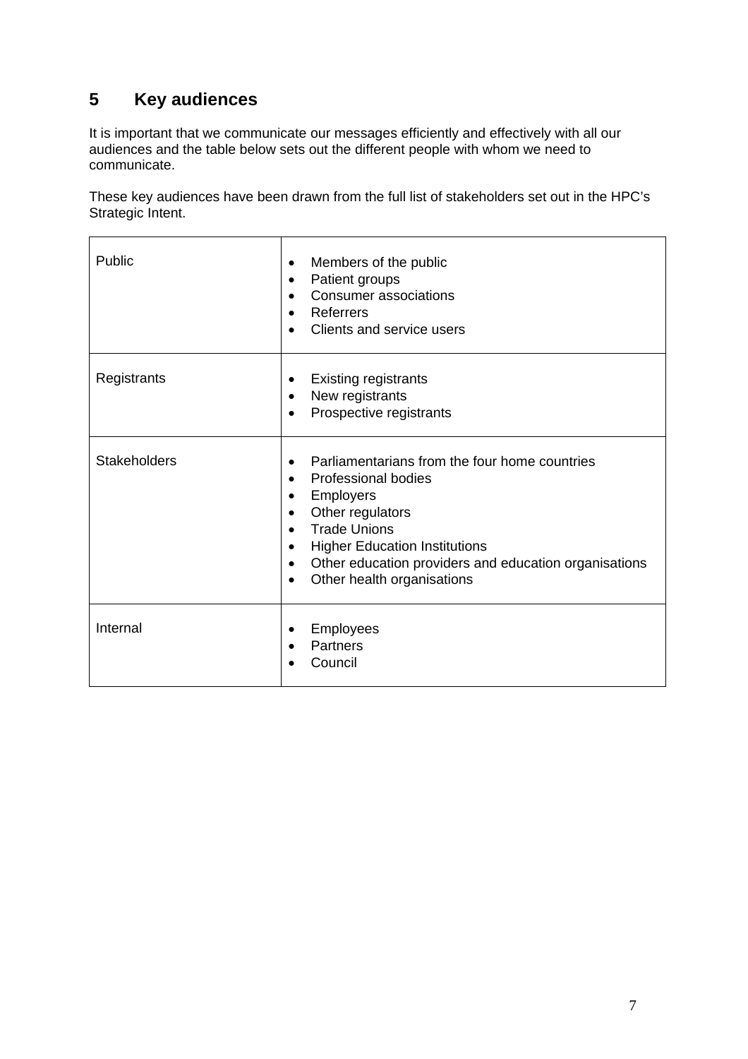## 5 Key audiences

It is important that we communicate our messages efficiently and effectively with all our audiences and the table below sets out the different people with whom we need to communicate.

These key audiences have been drawn from the full list of stakeholders set out in the HPC's Strategic Intent.

| | |
|---|---|
| Public | • Members of the public<br>• Patient groups<br>• Consumer associations<br>• Referrers<br>• Clients and service users |
| Registrants | • Existing registrants<br>• New registrants<br>• Prospective registrants |
| Stakeholders | • Parliamentarians from the four home countries<br>• Professional bodies<br>• Employers<br>• Other regulators<br>• Trade Unions<br>• Higher Education Institutions<br>• Other education providers and education organisations<br>• Other health organisations |
| Internal | • Employees<br>• Partners<br>• Council |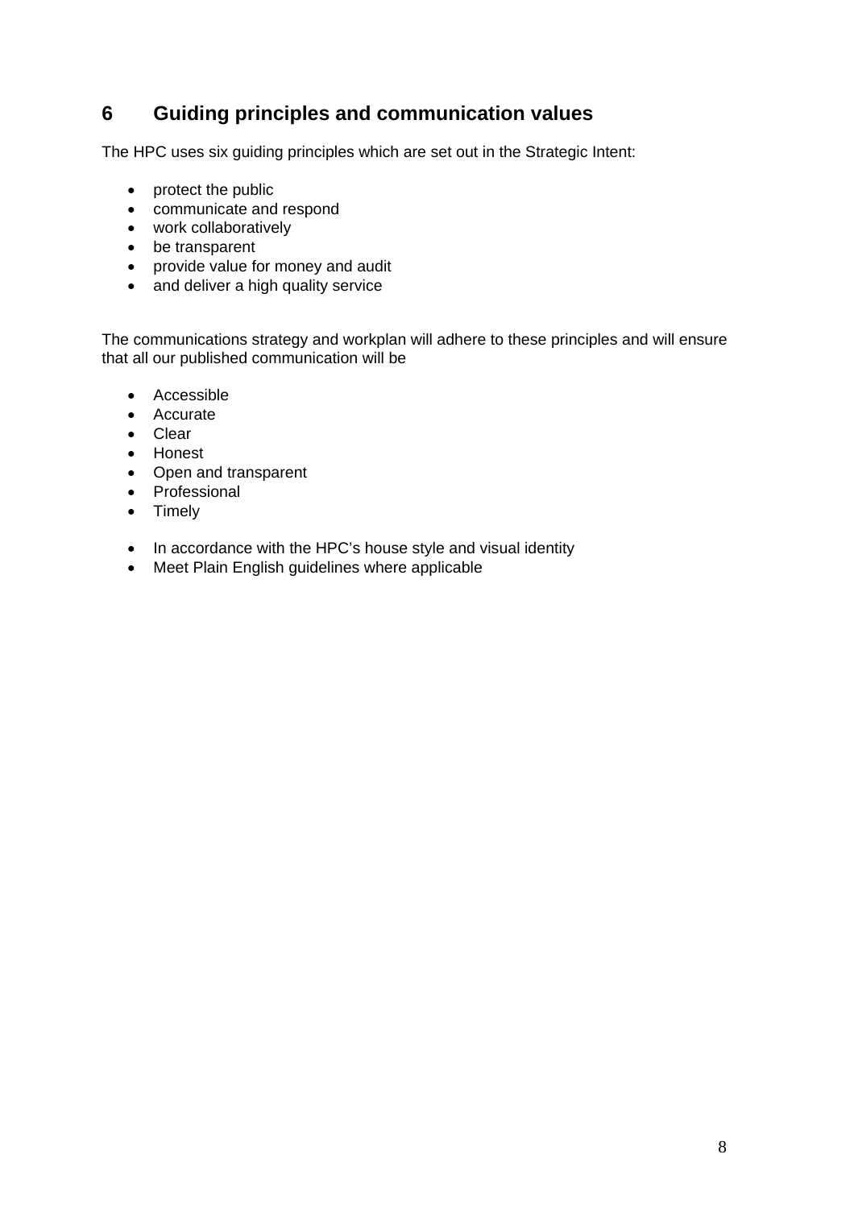## 6 Guiding principles and communication values

The HPC uses six guiding principles which are set out in the Strategic Intent:

- protect the public
- communicate and respond
- work collaboratively
- be transparent
- provide value for money and audit
- and deliver a high quality service

The communications strategy and workplan will adhere to these principles and will ensure that all our published communication will be

- Accessible
- Accurate
- Clear
- Honest
- Open and transparent
- Professional
- Timely

- In accordance with the HPC's house style and visual identity
- Meet Plain English guidelines where applicable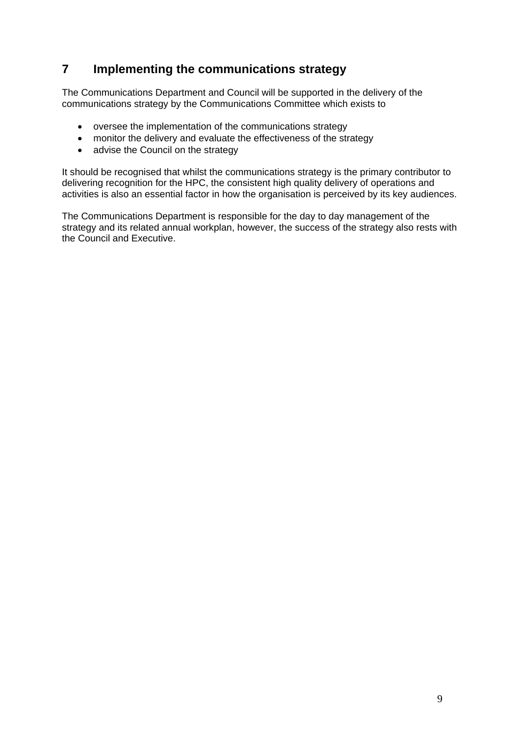## 7 Implementing the communications strategy

The Communications Department and Council will be supported in the delivery of the communications strategy by the Communications Committee which exists to

- oversee the implementation of the communications strategy
- monitor the delivery and evaluate the effectiveness of the strategy
- advise the Council on the strategy

It should be recognised that whilst the communications strategy is the primary contributor to delivering recognition for the HPC, the consistent high quality delivery of operations and activities is also an essential factor in how the organisation is perceived by its key audiences.

The Communications Department is responsible for the day to day management of the strategy and its related annual workplan, however, the success of the strategy also rests with the Council and Executive.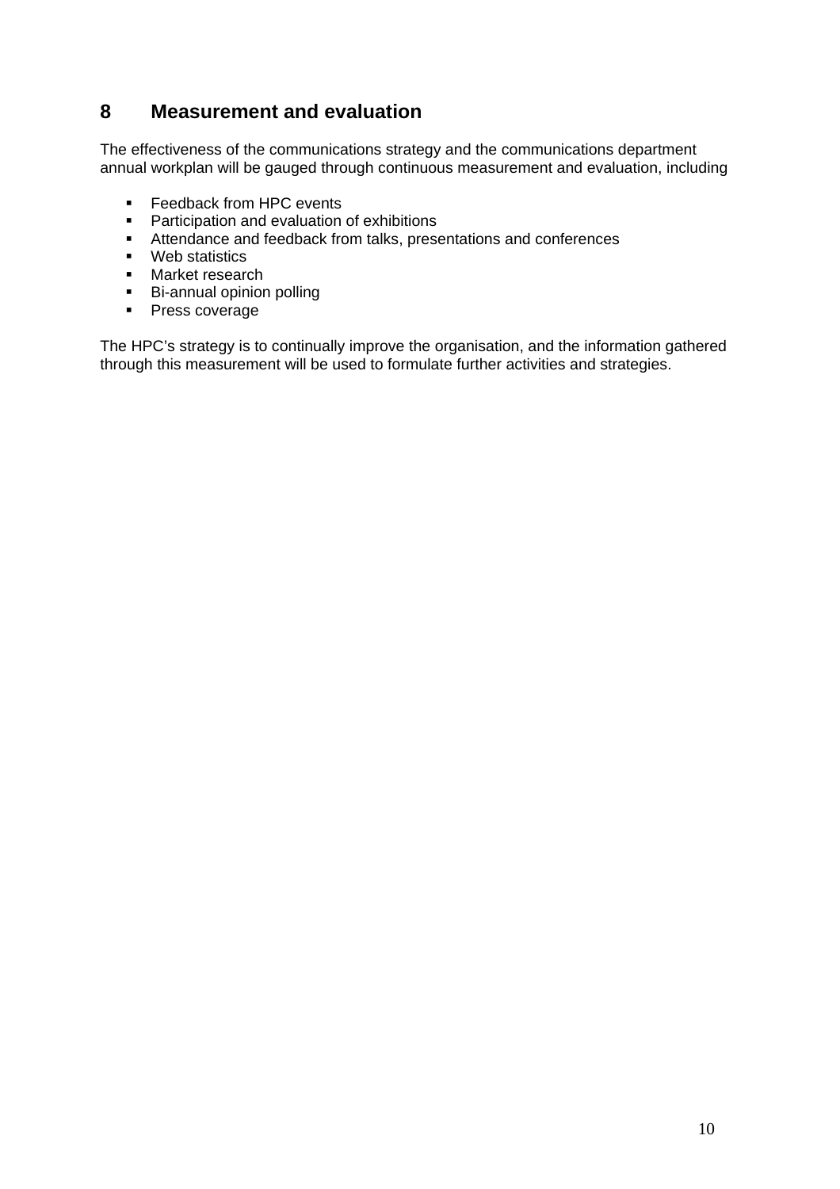## 8 Measurement and evaluation

The effectiveness of the communications strategy and the communications department annual workplan will be gauged through continuous measurement and evaluation, including

- Feedback from HPC events
- Participation and evaluation of exhibitions
- Attendance and feedback from talks, presentations and conferences
- Web statistics
- Market research
- Bi-annual opinion polling
- Press coverage

The HPC's strategy is to continually improve the organisation, and the information gathered through this measurement will be used to formulate further activities and strategies.